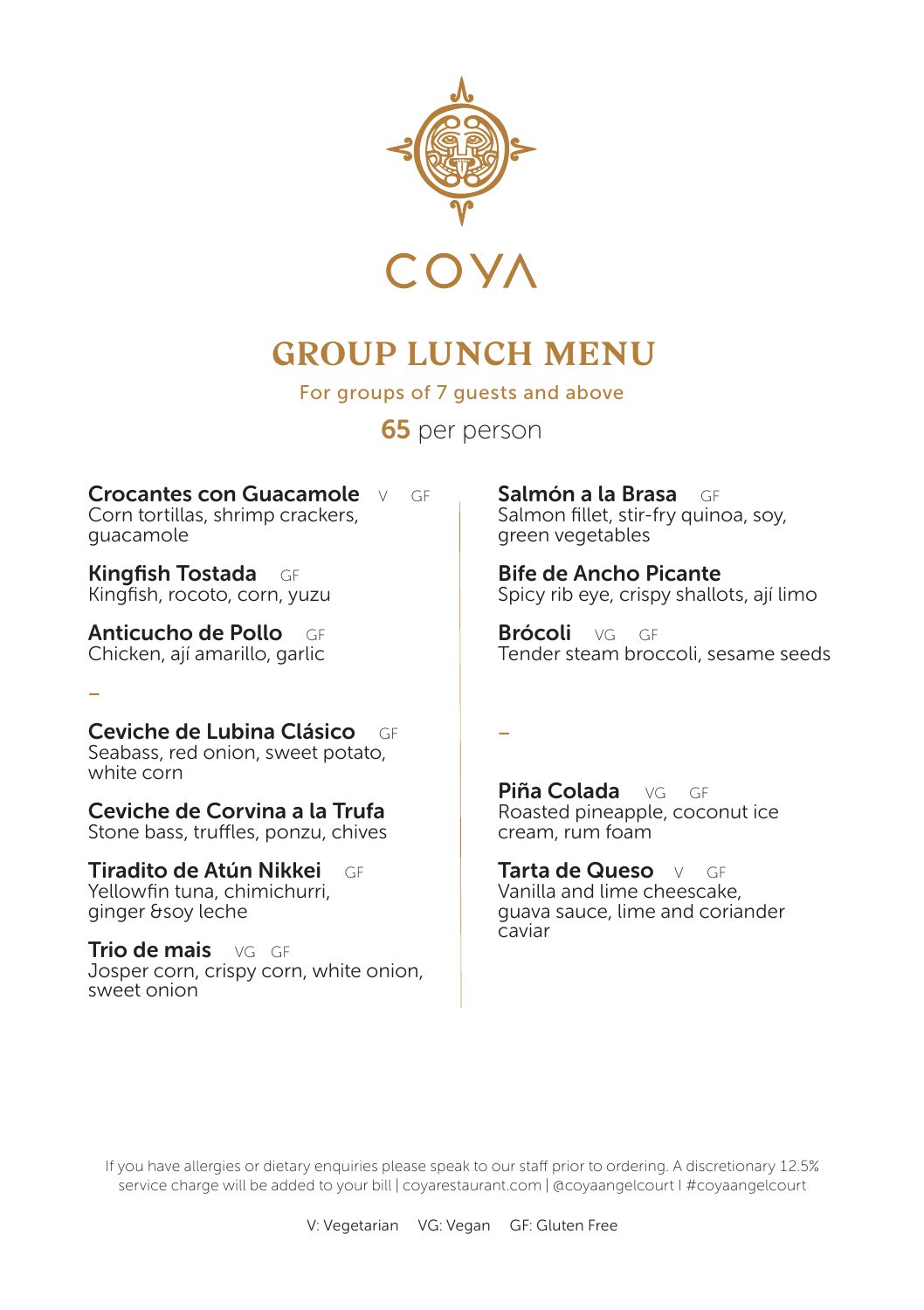COYA

# GROUP LUNCH MENU

For groups of 7 guests and above

**65** per person

**Crocantes con Guacamole** V GF
Corn tortillas, shrimp crackers, guacamole

**Kingfish Tostada** GF
Kingfish, rocoto, corn, yuzu

**Anticucho de Pollo** GF
Chicken, ají amarillo, garlic

–

**Ceviche de Lubina Clásico** GF
Seabass, red onion, sweet potato, white corn

**Ceviche de Corvina a la Trufa**
Stone bass, truffles, ponzu, chives

**Tiradito de Atún Nikkei** GF
Yellowfin tuna, chimichurri, ginger &soy leche

**Trio de mais** VG GF
Josper corn, crispy corn, white onion, sweet onion

**Salmón a la Brasa** GF
Salmon fillet, stir-fry quinoa, soy, green vegetables

**Bife de Ancho Picante**
Spicy rib eye, crispy shallots, ají limo

**Brócoli** VG GF
Tender steam broccoli, sesame seeds

–

**Piña Colada** VG GF
Roasted pineapple, coconut ice cream, rum foam

**Tarta de Queso** V GF
Vanilla and lime cheescake, guava sauce, lime and coriander caviar

If you have allergies or dietary enquiries please speak to our staff prior to ordering. A discretionary 12.5% service charge will be added to your bill | coyarestaurant.com | @coyaangelcourt I #coyaangelcourt

V: Vegetarian VG: Vegan GF: Gluten Free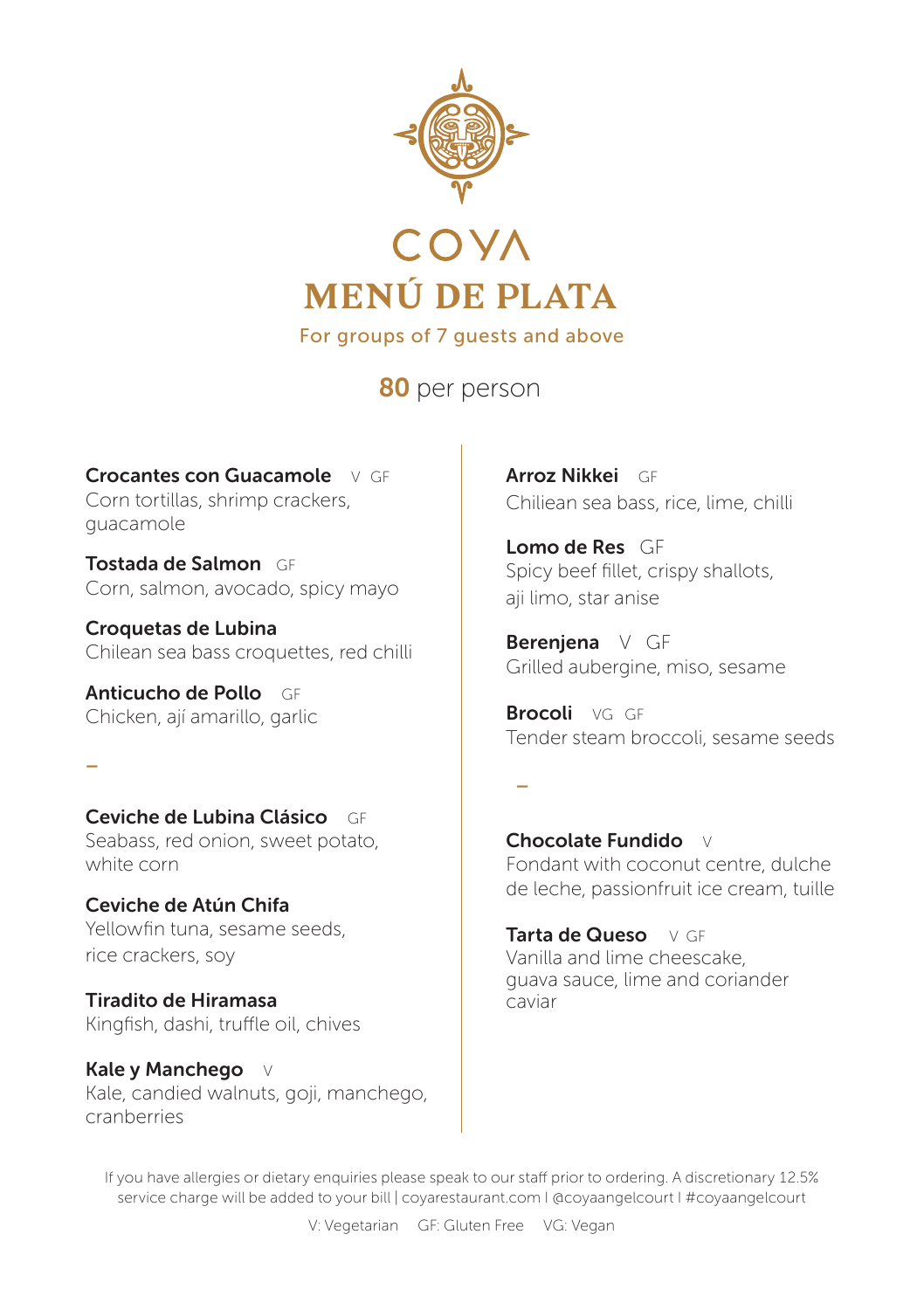# COYA

## MENÚ DE PLATA

For groups of 7 guests and above

**80** per person

**Crocantes con Guacamole** V GF
Corn tortillas, shrimp crackers, guacamole

**Tostada de Salmon** GF
Corn, salmon, avocado, spicy mayo

**Croquetas de Lubina**
Chilean sea bass croquettes, red chilli

**Anticucho de Pollo** GF
Chicken, ají amarillo, garlic

–

**Ceviche de Lubina Clásico** GF
Seabass, red onion, sweet potato, white corn

**Ceviche de Atún Chifa**
Yellowfin tuna, sesame seeds, rice crackers, soy

**Tiradito de Hiramasa**
Kingfish, dashi, truffle oil, chives

**Kale y Manchego** V
Kale, candied walnuts, goji, manchego, cranberries

**Arroz Nikkei** GF
Chiliean sea bass, rice, lime, chilli

**Lomo de Res** GF
Spicy beef fillet, crispy shallots, aji limo, star anise

**Berenjena** V GF
Grilled aubergine, miso, sesame

**Brocoli** VG GF
Tender steam broccoli, sesame seeds

–

**Chocolate Fundido** V
Fondant with coconut centre, dulche de leche, passionfruit ice cream, tuille

**Tarta de Queso** V GF
Vanilla and lime cheescake, guava sauce, lime and coriander caviar

If you have allergies or dietary enquiries please speak to our staff prior to ordering. A discretionary 12.5% service charge will be added to your bill | coyarestaurant.com I @coyaangelcourt I #coyaangelcourt

V: Vegetarian GF: Gluten Free VG: Vegan